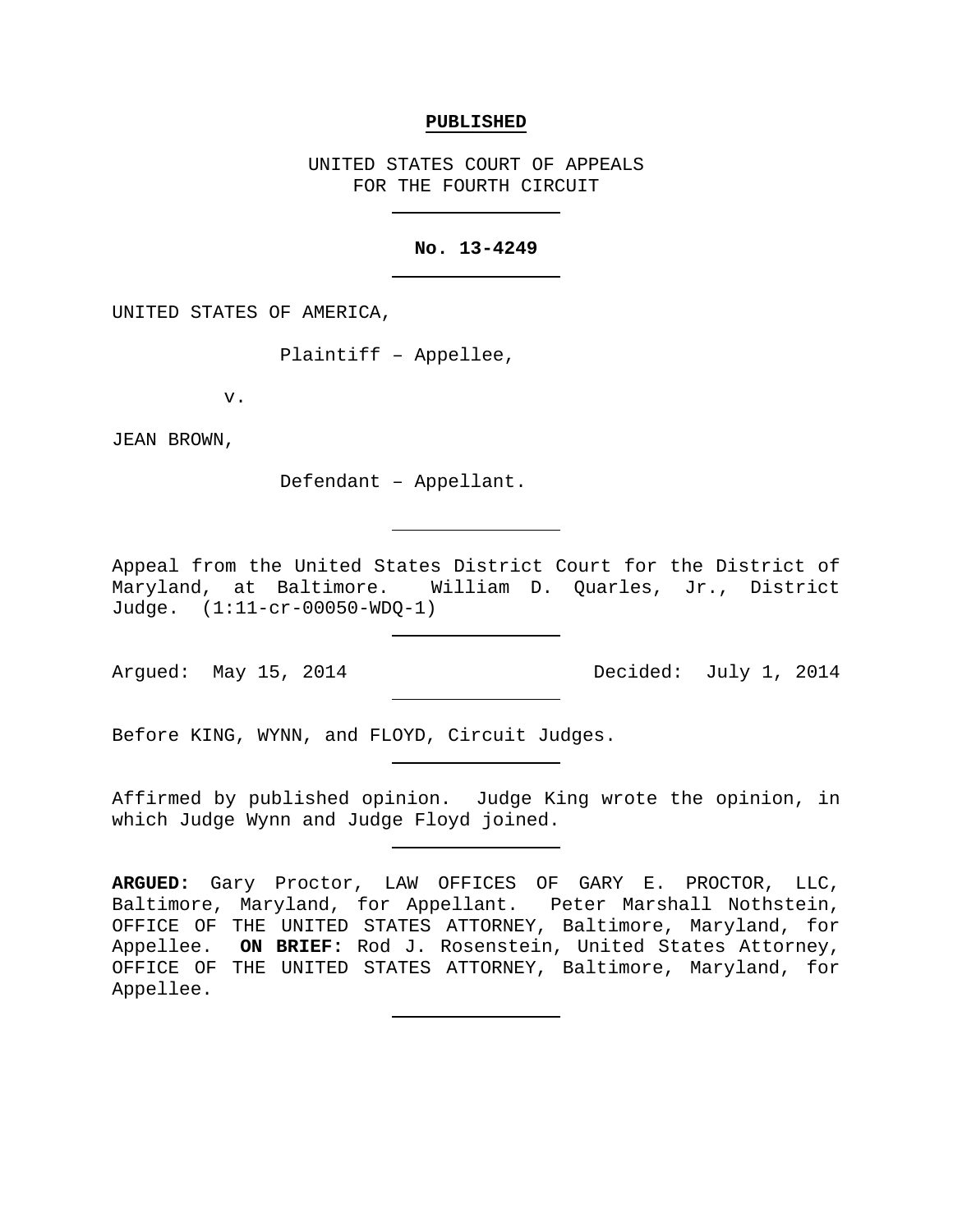**PUBLISHED**

UNITED STATES COURT OF APPEALS
FOR THE FOURTH CIRCUIT

---

**No. 13-4249**

---

UNITED STATES OF AMERICA,

Plaintiff – Appellee,

v.

JEAN BROWN,

Defendant – Appellant.

---

Appeal from the United States District Court for the District of Maryland, at Baltimore. William D. Quarles, Jr., District Judge. (1:11-cr-00050-WDQ-1)

---

Argued: May 15, 2014 Decided: July 1, 2014

---

Before KING, WYNN, and FLOYD, Circuit Judges.

---

Affirmed by published opinion. Judge King wrote the opinion, in which Judge Wynn and Judge Floyd joined.

---

**ARGUED:** Gary Proctor, LAW OFFICES OF GARY E. PROCTOR, LLC, Baltimore, Maryland, for Appellant. Peter Marshall Nothstein, OFFICE OF THE UNITED STATES ATTORNEY, Baltimore, Maryland, for Appellee. **ON BRIEF:** Rod J. Rosenstein, United States Attorney, OFFICE OF THE UNITED STATES ATTORNEY, Baltimore, Maryland, for Appellee.

---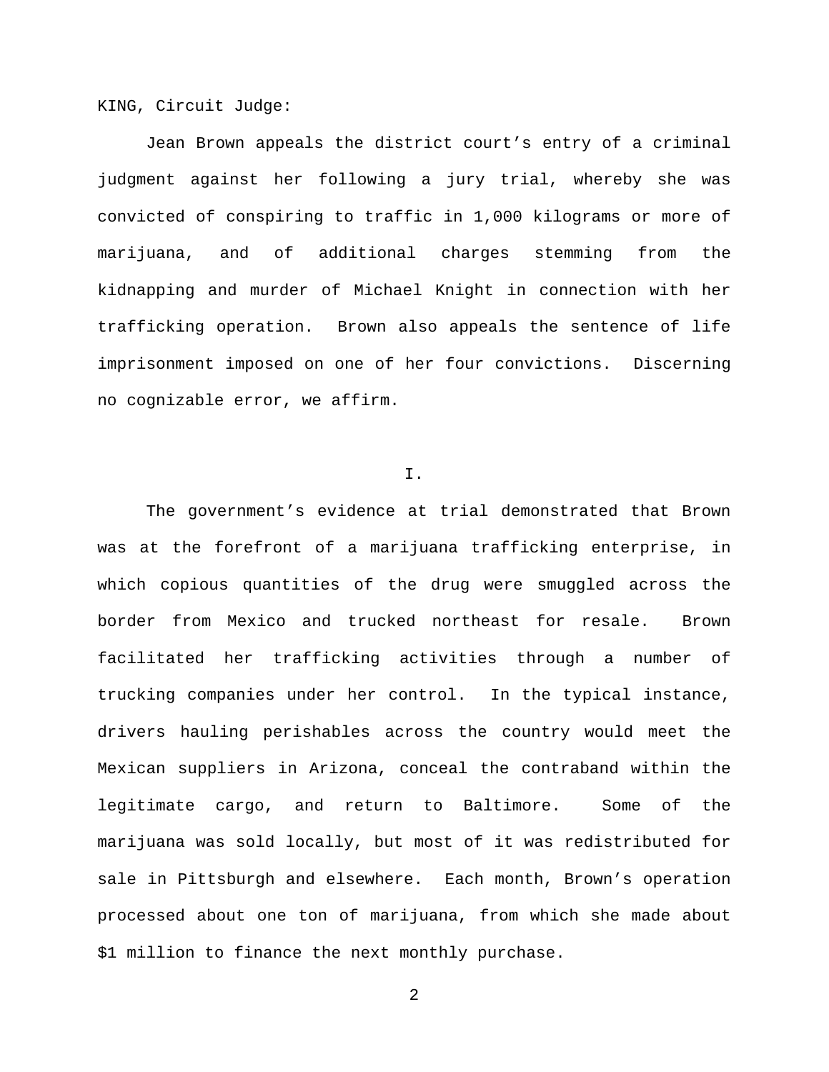KING, Circuit Judge:

Jean Brown appeals the district court's entry of a criminal judgment against her following a jury trial, whereby she was convicted of conspiring to traffic in 1,000 kilograms or more of marijuana, and of additional charges stemming from the kidnapping and murder of Michael Knight in connection with her trafficking operation. Brown also appeals the sentence of life imprisonment imposed on one of her four convictions. Discerning no cognizable error, we affirm.

## I.

The government's evidence at trial demonstrated that Brown was at the forefront of a marijuana trafficking enterprise, in which copious quantities of the drug were smuggled across the border from Mexico and trucked northeast for resale. Brown facilitated her trafficking activities through a number of trucking companies under her control. In the typical instance, drivers hauling perishables across the country would meet the Mexican suppliers in Arizona, conceal the contraband within the legitimate cargo, and return to Baltimore. Some of the marijuana was sold locally, but most of it was redistributed for sale in Pittsburgh and elsewhere. Each month, Brown's operation processed about one ton of marijuana, from which she made about $1 million to finance the next monthly purchase.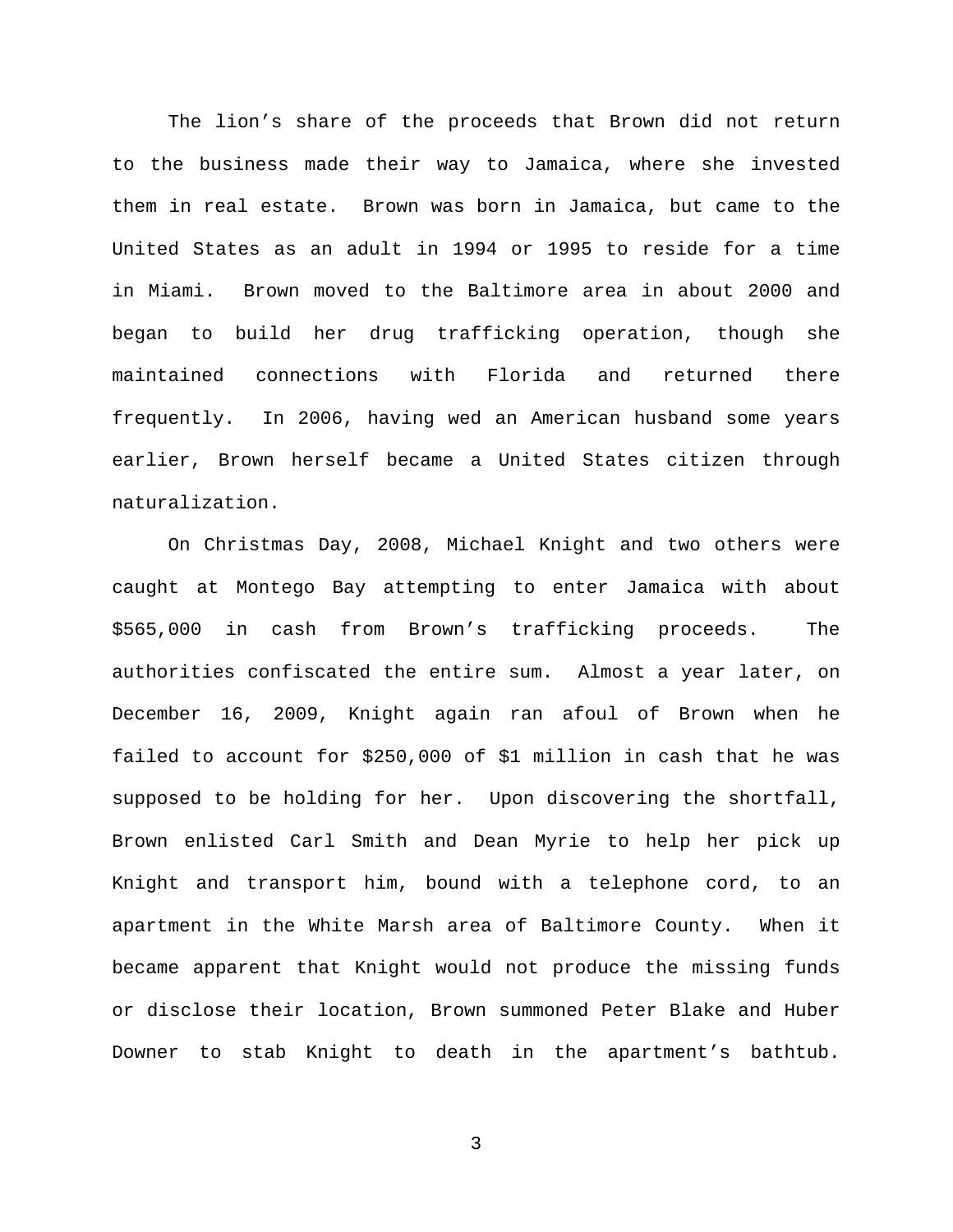The lion's share of the proceeds that Brown did not return to the business made their way to Jamaica, where she invested them in real estate. Brown was born in Jamaica, but came to the United States as an adult in 1994 or 1995 to reside for a time in Miami. Brown moved to the Baltimore area in about 2000 and began to build her drug trafficking operation, though she maintained connections with Florida and returned there frequently. In 2006, having wed an American husband some years earlier, Brown herself became a United States citizen through naturalization.

On Christmas Day, 2008, Michael Knight and two others were caught at Montego Bay attempting to enter Jamaica with about $565,000 in cash from Brown's trafficking proceeds. The authorities confiscated the entire sum. Almost a year later, on December 16, 2009, Knight again ran afoul of Brown when he failed to account for $250,000 of $1 million in cash that he was supposed to be holding for her. Upon discovering the shortfall, Brown enlisted Carl Smith and Dean Myrie to help her pick up Knight and transport him, bound with a telephone cord, to an apartment in the White Marsh area of Baltimore County. When it became apparent that Knight would not produce the missing funds or disclose their location, Brown summoned Peter Blake and Huber Downer to stab Knight to death in the apartment's bathtub.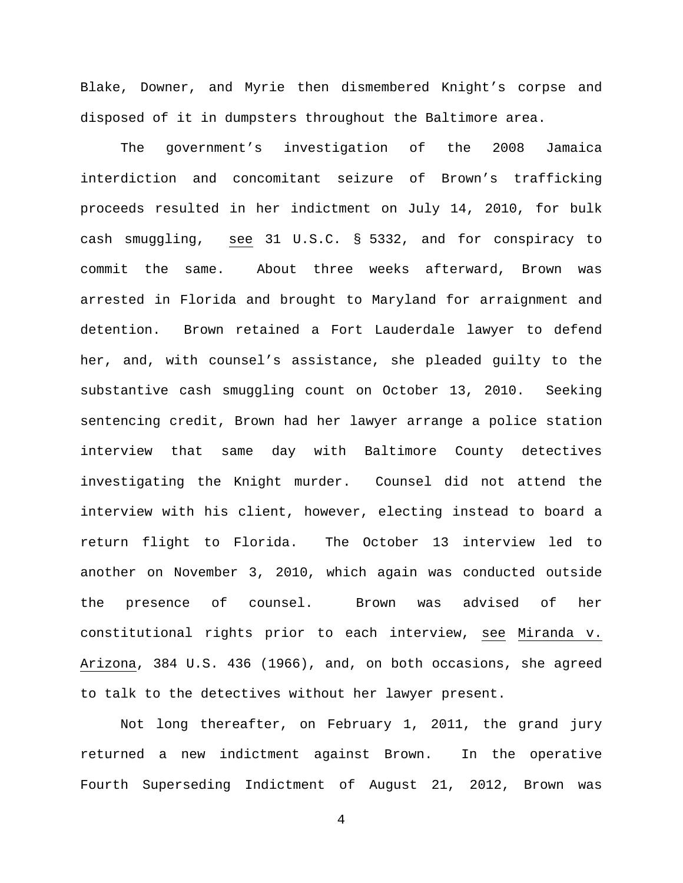Blake, Downer, and Myrie then dismembered Knight's corpse and disposed of it in dumpsters throughout the Baltimore area.

The government's investigation of the 2008 Jamaica interdiction and concomitant seizure of Brown's trafficking proceeds resulted in her indictment on July 14, 2010, for bulk cash smuggling, see 31 U.S.C. § 5332, and for conspiracy to commit the same. About three weeks afterward, Brown was arrested in Florida and brought to Maryland for arraignment and detention. Brown retained a Fort Lauderdale lawyer to defend her, and, with counsel's assistance, she pleaded guilty to the substantive cash smuggling count on October 13, 2010. Seeking sentencing credit, Brown had her lawyer arrange a police station interview that same day with Baltimore County detectives investigating the Knight murder. Counsel did not attend the interview with his client, however, electing instead to board a return flight to Florida. The October 13 interview led to another on November 3, 2010, which again was conducted outside the presence of counsel. Brown was advised of her constitutional rights prior to each interview, see Miranda v. Arizona, 384 U.S. 436 (1966), and, on both occasions, she agreed to talk to the detectives without her lawyer present.

Not long thereafter, on February 1, 2011, the grand jury returned a new indictment against Brown. In the operative Fourth Superseding Indictment of August 21, 2012, Brown was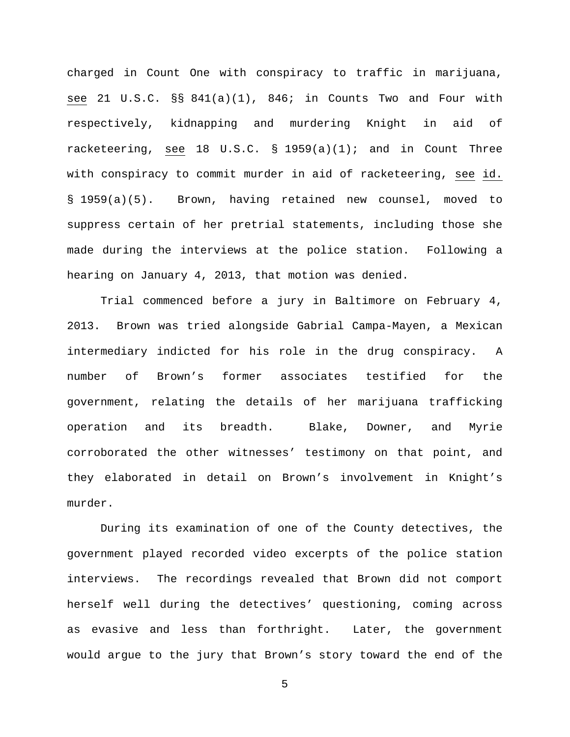charged in Count One with conspiracy to traffic in marijuana, see 21 U.S.C. §§ 841(a)(1), 846; in Counts Two and Four with respectively, kidnapping and murdering Knight in aid of racketeering, see 18 U.S.C. § 1959(a)(1); and in Count Three with conspiracy to commit murder in aid of racketeering, see id. § 1959(a)(5). Brown, having retained new counsel, moved to suppress certain of her pretrial statements, including those she made during the interviews at the police station. Following a hearing on January 4, 2013, that motion was denied.

Trial commenced before a jury in Baltimore on February 4, 2013. Brown was tried alongside Gabrial Campa-Mayen, a Mexican intermediary indicted for his role in the drug conspiracy. A number of Brown's former associates testified for the government, relating the details of her marijuana trafficking operation and its breadth. Blake, Downer, and Myrie corroborated the other witnesses' testimony on that point, and they elaborated in detail on Brown's involvement in Knight's murder.

During its examination of one of the County detectives, the government played recorded video excerpts of the police station interviews. The recordings revealed that Brown did not comport herself well during the detectives' questioning, coming across as evasive and less than forthright. Later, the government would argue to the jury that Brown's story toward the end of the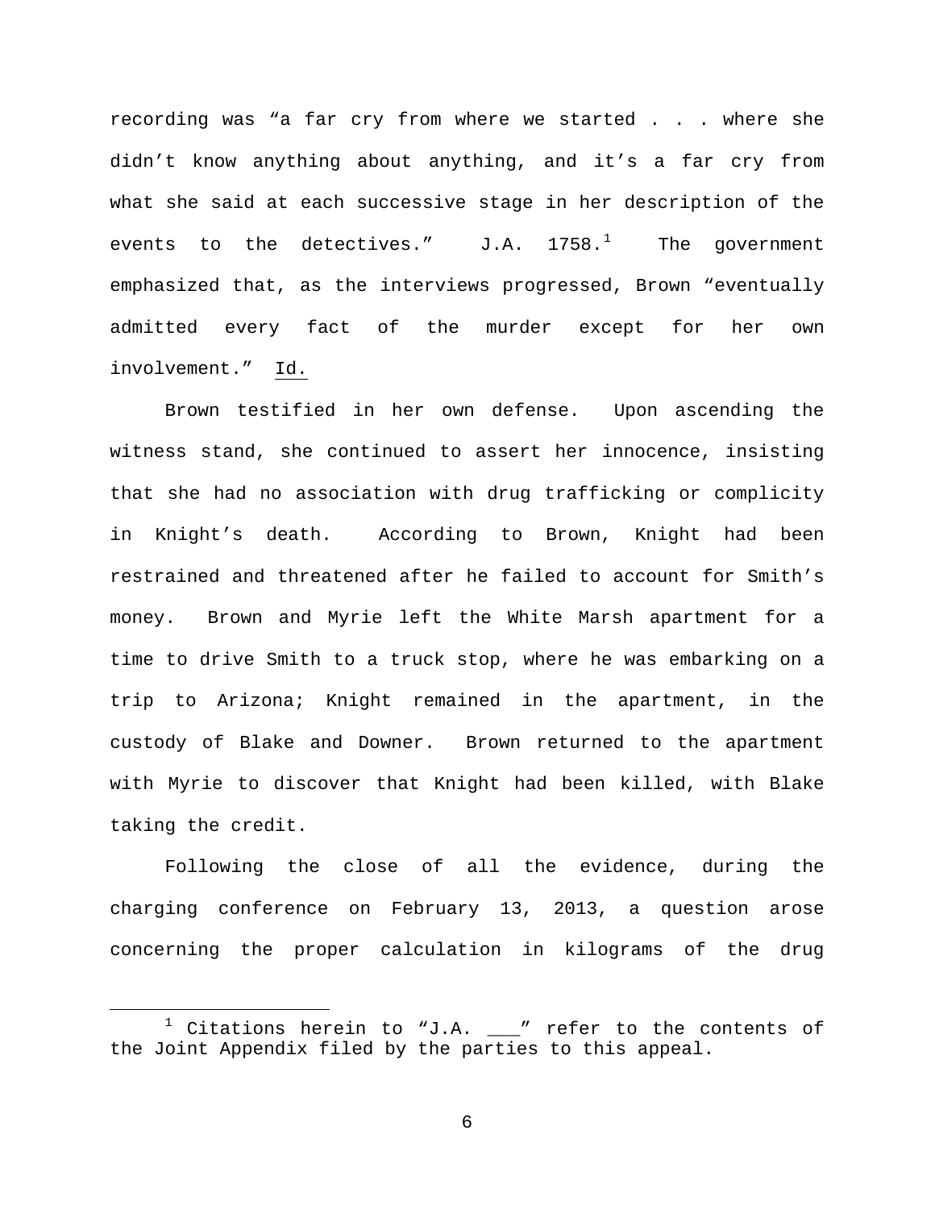recording was "a far cry from where we started . . . where she didn't know anything about anything, and it's a far cry from what she said at each successive stage in her description of the events to the detectives." J.A. 1758.[1] The government emphasized that, as the interviews progressed, Brown "eventually admitted every fact of the murder except for her own involvement." Id.

Brown testified in her own defense. Upon ascending the witness stand, she continued to assert her innocence, insisting that she had no association with drug trafficking or complicity in Knight's death. According to Brown, Knight had been restrained and threatened after he failed to account for Smith's money. Brown and Myrie left the White Marsh apartment for a time to drive Smith to a truck stop, where he was embarking on a trip to Arizona; Knight remained in the apartment, in the custody of Blake and Downer. Brown returned to the apartment with Myrie to discover that Knight had been killed, with Blake taking the credit.

Following the close of all the evidence, during the charging conference on February 13, 2013, a question arose concerning the proper calculation in kilograms of the drug

---

[1] Citations herein to "J.A. ___" refer to the contents of the Joint Appendix filed by the parties to this appeal.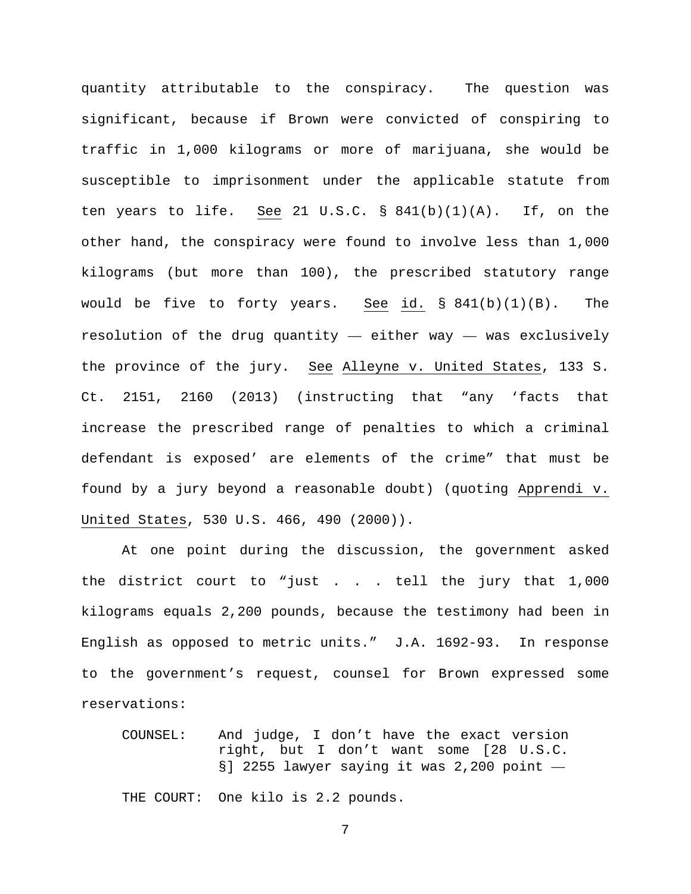quantity attributable to the conspiracy. The question was significant, because if Brown were convicted of conspiring to traffic in 1,000 kilograms or more of marijuana, she would be susceptible to imprisonment under the applicable statute from ten years to life. See 21 U.S.C. § 841(b)(1)(A). If, on the other hand, the conspiracy were found to involve less than 1,000 kilograms (but more than 100), the prescribed statutory range would be five to forty years. See id. § 841(b)(1)(B). The resolution of the drug quantity — either way — was exclusively the province of the jury. See Alleyne v. United States, 133 S. Ct. 2151, 2160 (2013) (instructing that "any 'facts that increase the prescribed range of penalties to which a criminal defendant is exposed' are elements of the crime" that must be found by a jury beyond a reasonable doubt) (quoting Apprendi v. United States, 530 U.S. 466, 490 (2000)).

At one point during the discussion, the government asked the district court to "just . . . tell the jury that 1,000 kilograms equals 2,200 pounds, because the testimony had been in English as opposed to metric units." J.A. 1692-93. In response to the government's request, counsel for Brown expressed some reservations:

> COUNSEL: And judge, I don't have the exact version right, but I don't want some [28 U.S.C. §] 2255 lawyer saying it was 2,200 point —
>
> THE COURT: One kilo is 2.2 pounds.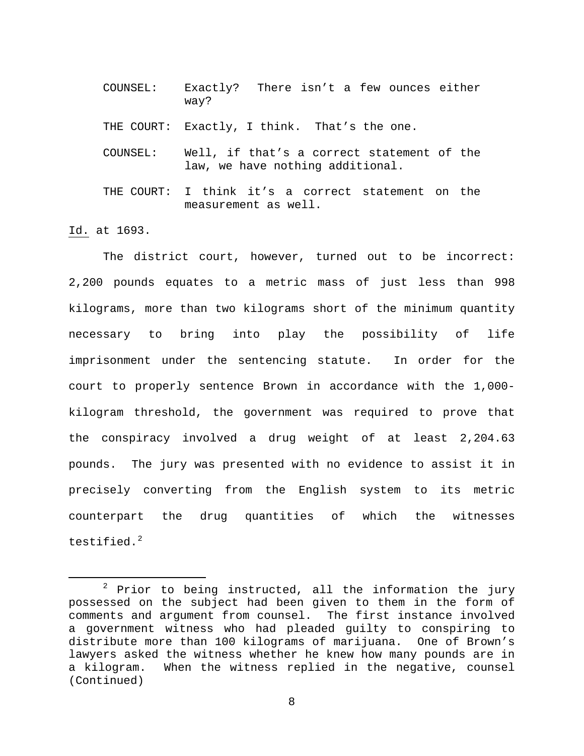COUNSEL: Exactly? There isn't a few ounces either way?

THE COURT: Exactly, I think. That's the one.

COUNSEL: Well, if that's a correct statement of the law, we have nothing additional.

THE COURT: I think it's a correct statement on the measurement as well.

Id. at 1693.

The district court, however, turned out to be incorrect: 2,200 pounds equates to a metric mass of just less than 998 kilograms, more than two kilograms short of the minimum quantity necessary to bring into play the possibility of life imprisonment under the sentencing statute. In order for the court to properly sentence Brown in accordance with the 1,000-kilogram threshold, the government was required to prove that the conspiracy involved a drug weight of at least 2,204.63 pounds. The jury was presented with no evidence to assist it in precisely converting from the English system to its metric counterpart the drug quantities of which the witnesses testified.[2]

---

[2] Prior to being instructed, all the information the jury possessed on the subject had been given to them in the form of comments and argument from counsel. The first instance involved a government witness who had pleaded guilty to conspiring to distribute more than 100 kilograms of marijuana. One of Brown's lawyers asked the witness whether he knew how many pounds are in a kilogram. When the witness replied in the negative, counsel (Continued)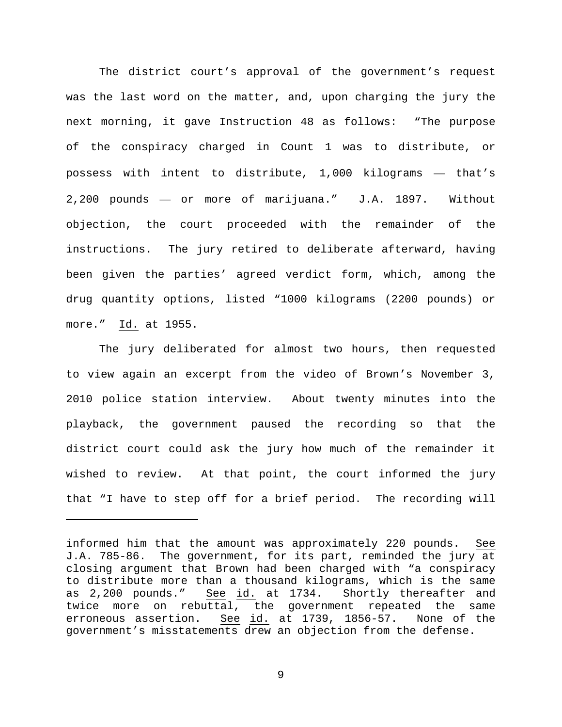The district court's approval of the government's request was the last word on the matter, and, upon charging the jury the next morning, it gave Instruction 48 as follows: "The purpose of the conspiracy charged in Count 1 was to distribute, or possess with intent to distribute, 1,000 kilograms — that's 2,200 pounds — or more of marijuana." J.A. 1897. Without objection, the court proceeded with the remainder of the instructions. The jury retired to deliberate afterward, having been given the parties' agreed verdict form, which, among the drug quantity options, listed "1000 kilograms (2200 pounds) or more." Id. at 1955.

The jury deliberated for almost two hours, then requested to view again an excerpt from the video of Brown's November 3, 2010 police station interview. About twenty minutes into the playback, the government paused the recording so that the district court could ask the jury how much of the remainder it wished to review. At that point, the court informed the jury that "I have to step off for a brief period. The recording will

---

informed him that the amount was approximately 220 pounds. See J.A. 785-86. The government, for its part, reminded the jury at closing argument that Brown had been charged with "a conspiracy to distribute more than a thousand kilograms, which is the same as 2,200 pounds." See id. at 1734. Shortly thereafter and twice more on rebuttal, the government repeated the same erroneous assertion. See id. at 1739, 1856-57. None of the government's misstatements drew an objection from the defense.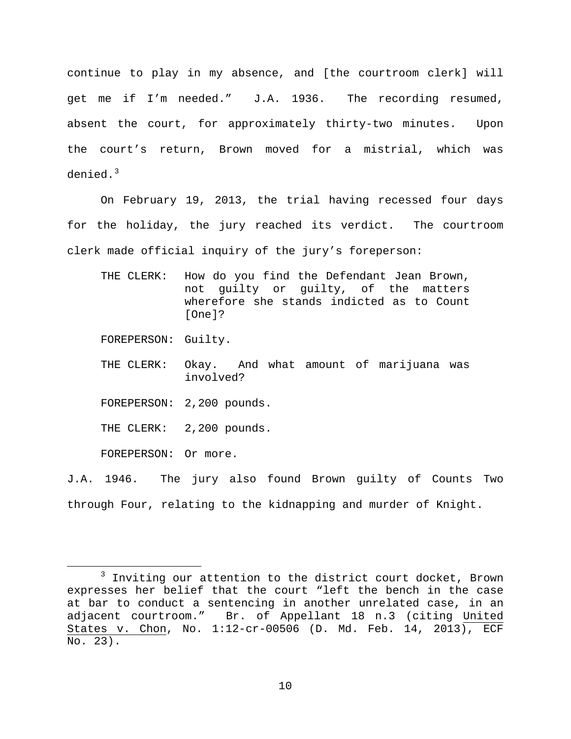continue to play in my absence, and [the courtroom clerk] will get me if I'm needed." J.A. 1936. The recording resumed, absent the court, for approximately thirty-two minutes. Upon the court's return, Brown moved for a mistrial, which was denied.[3]

On February 19, 2013, the trial having recessed four days for the holiday, the jury reached its verdict. The courtroom clerk made official inquiry of the jury's foreperson:

> THE CLERK: How do you find the Defendant Jean Brown, not guilty or guilty, of the matters wherefore she stands indicted as to Count [One]?
>
> FOREPERSON: Guilty.
>
> THE CLERK: Okay. And what amount of marijuana was involved?
>
> FOREPERSON: 2,200 pounds.
>
> THE CLERK: 2,200 pounds.
>
> FOREPERSON: Or more.

J.A. 1946. The jury also found Brown guilty of Counts Two through Four, relating to the kidnapping and murder of Knight.

---

[3] Inviting our attention to the district court docket, Brown expresses her belief that the court "left the bench in the case at bar to conduct a sentencing in another unrelated case, in an adjacent courtroom." Br. of Appellant 18 n.3 (citing United States v. Chon, No. 1:12-cr-00506 (D. Md. Feb. 14, 2013), ECF No. 23).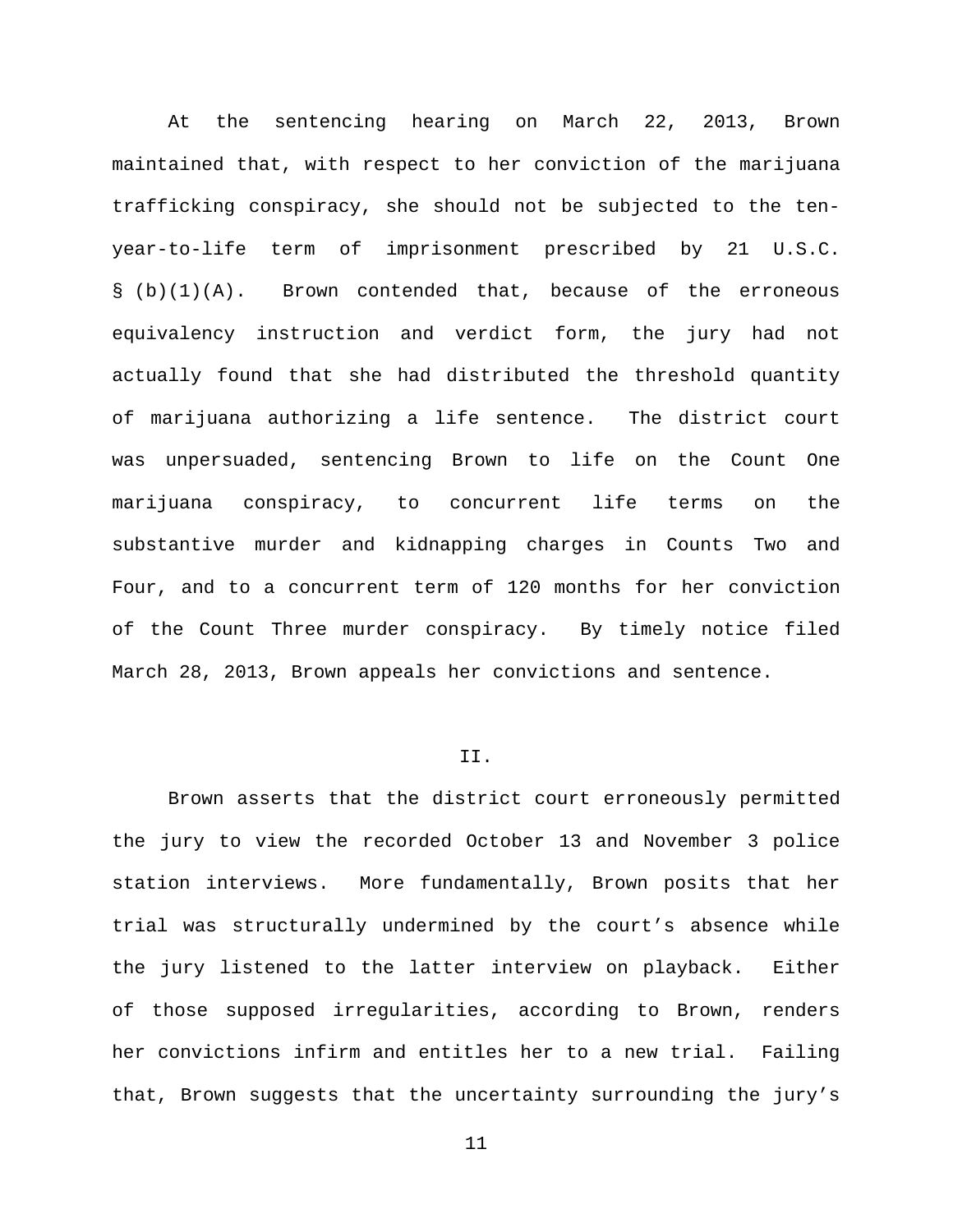At the sentencing hearing on March 22, 2013, Brown maintained that, with respect to her conviction of the marijuana trafficking conspiracy, she should not be subjected to the ten-year-to-life term of imprisonment prescribed by 21 U.S.C. § (b)(1)(A). Brown contended that, because of the erroneous equivalency instruction and verdict form, the jury had not actually found that she had distributed the threshold quantity of marijuana authorizing a life sentence. The district court was unpersuaded, sentencing Brown to life on the Count One marijuana conspiracy, to concurrent life terms on the substantive murder and kidnapping charges in Counts Two and Four, and to a concurrent term of 120 months for her conviction of the Count Three murder conspiracy. By timely notice filed March 28, 2013, Brown appeals her convictions and sentence.

## II.

Brown asserts that the district court erroneously permitted the jury to view the recorded October 13 and November 3 police station interviews. More fundamentally, Brown posits that her trial was structurally undermined by the court's absence while the jury listened to the latter interview on playback. Either of those supposed irregularities, according to Brown, renders her convictions infirm and entitles her to a new trial. Failing that, Brown suggests that the uncertainty surrounding the jury's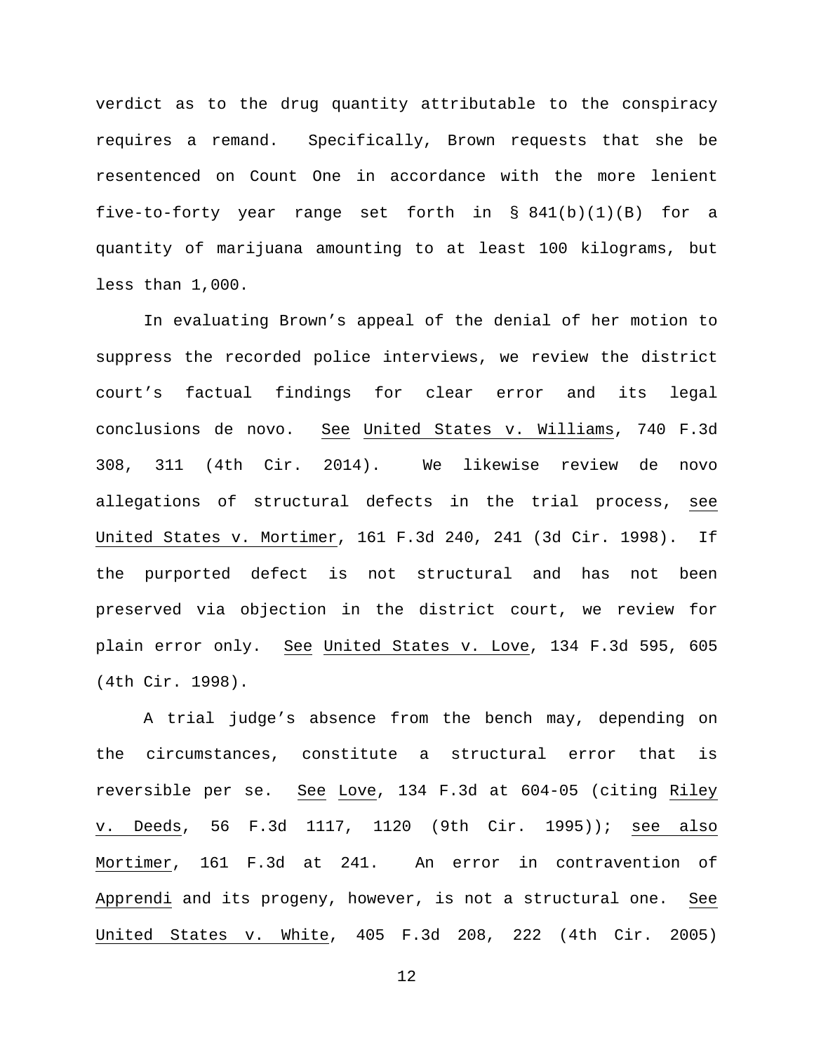verdict as to the drug quantity attributable to the conspiracy requires a remand. Specifically, Brown requests that she be resentenced on Count One in accordance with the more lenient five-to-forty year range set forth in § 841(b)(1)(B) for a quantity of marijuana amounting to at least 100 kilograms, but less than 1,000.

In evaluating Brown's appeal of the denial of her motion to suppress the recorded police interviews, we review the district court's factual findings for clear error and its legal conclusions de novo. See United States v. Williams, 740 F.3d 308, 311 (4th Cir. 2014). We likewise review de novo allegations of structural defects in the trial process, see United States v. Mortimer, 161 F.3d 240, 241 (3d Cir. 1998). If the purported defect is not structural and has not been preserved via objection in the district court, we review for plain error only. See United States v. Love, 134 F.3d 595, 605 (4th Cir. 1998).

A trial judge's absence from the bench may, depending on the circumstances, constitute a structural error that is reversible per se. See Love, 134 F.3d at 604-05 (citing Riley v. Deeds, 56 F.3d 1117, 1120 (9th Cir. 1995)); see also Mortimer, 161 F.3d at 241. An error in contravention of Apprendi and its progeny, however, is not a structural one. See United States v. White, 405 F.3d 208, 222 (4th Cir. 2005)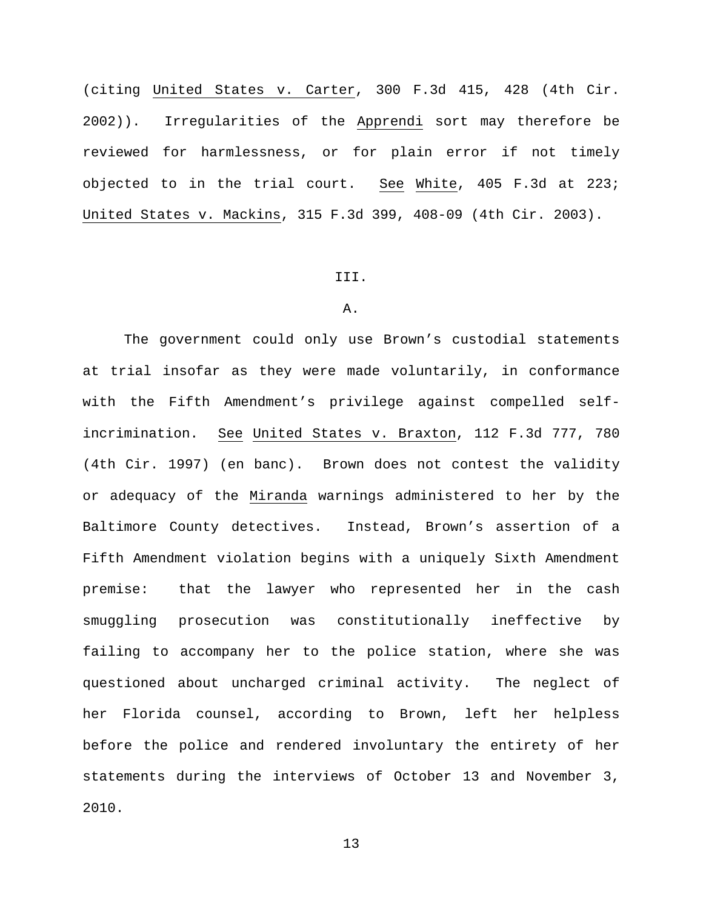(citing United States v. Carter, 300 F.3d 415, 428 (4th Cir. 2002)). Irregularities of the Apprendi sort may therefore be reviewed for harmlessness, or for plain error if not timely objected to in the trial court. See White, 405 F.3d at 223; United States v. Mackins, 315 F.3d 399, 408-09 (4th Cir. 2003).

III.

A.

The government could only use Brown's custodial statements at trial insofar as they were made voluntarily, in conformance with the Fifth Amendment's privilege against compelled self-incrimination. See United States v. Braxton, 112 F.3d 777, 780 (4th Cir. 1997) (en banc). Brown does not contest the validity or adequacy of the Miranda warnings administered to her by the Baltimore County detectives. Instead, Brown's assertion of a Fifth Amendment violation begins with a uniquely Sixth Amendment premise: that the lawyer who represented her in the cash smuggling prosecution was constitutionally ineffective by failing to accompany her to the police station, where she was questioned about uncharged criminal activity. The neglect of her Florida counsel, according to Brown, left her helpless before the police and rendered involuntary the entirety of her statements during the interviews of October 13 and November 3, 2010.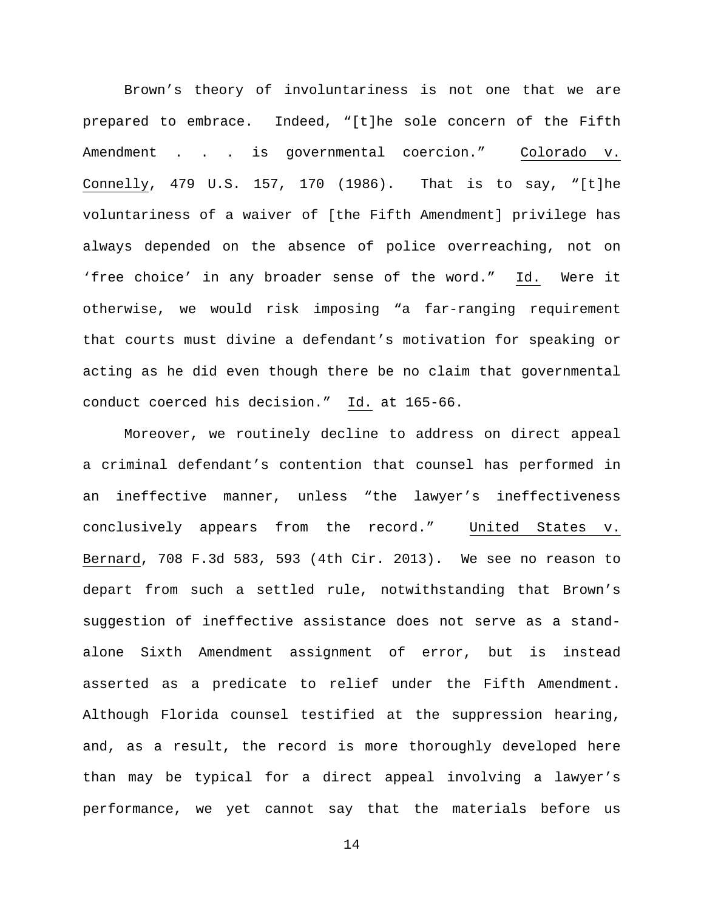Brown's theory of involuntariness is not one that we are prepared to embrace. Indeed, "[t]he sole concern of the Fifth Amendment . . . is governmental coercion." Colorado v. Connelly, 479 U.S. 157, 170 (1986). That is to say, "[t]he voluntariness of a waiver of [the Fifth Amendment] privilege has always depended on the absence of police overreaching, not on 'free choice' in any broader sense of the word." Id. Were it otherwise, we would risk imposing "a far-ranging requirement that courts must divine a defendant's motivation for speaking or acting as he did even though there be no claim that governmental conduct coerced his decision." Id. at 165-66.

Moreover, we routinely decline to address on direct appeal a criminal defendant's contention that counsel has performed in an ineffective manner, unless "the lawyer's ineffectiveness conclusively appears from the record." United States v. Bernard, 708 F.3d 583, 593 (4th Cir. 2013). We see no reason to depart from such a settled rule, notwithstanding that Brown's suggestion of ineffective assistance does not serve as a stand-alone Sixth Amendment assignment of error, but is instead asserted as a predicate to relief under the Fifth Amendment. Although Florida counsel testified at the suppression hearing, and, as a result, the record is more thoroughly developed here than may be typical for a direct appeal involving a lawyer's performance, we yet cannot say that the materials before us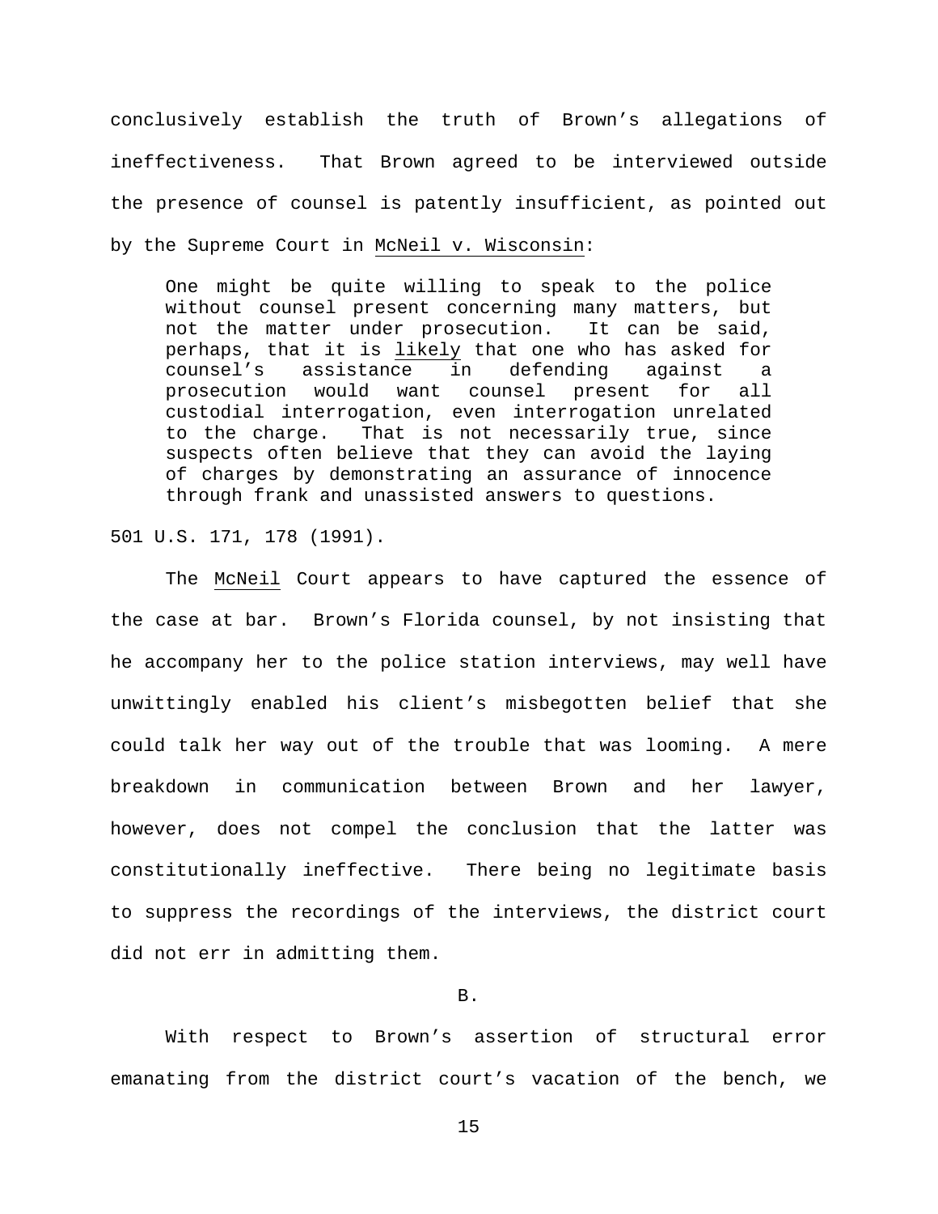conclusively establish the truth of Brown's allegations of ineffectiveness. That Brown agreed to be interviewed outside the presence of counsel is patently insufficient, as pointed out by the Supreme Court in McNeil v. Wisconsin:

> One might be quite willing to speak to the police without counsel present concerning many matters, but not the matter under prosecution. It can be said, perhaps, that it is likely that one who has asked for counsel's assistance in defending against a prosecution would want counsel present for all custodial interrogation, even interrogation unrelated to the charge. That is not necessarily true, since suspects often believe that they can avoid the laying of charges by demonstrating an assurance of innocence through frank and unassisted answers to questions.

501 U.S. 171, 178 (1991).

The McNeil Court appears to have captured the essence of the case at bar. Brown's Florida counsel, by not insisting that he accompany her to the police station interviews, may well have unwittingly enabled his client's misbegotten belief that she could talk her way out of the trouble that was looming. A mere breakdown in communication between Brown and her lawyer, however, does not compel the conclusion that the latter was constitutionally ineffective. There being no legitimate basis to suppress the recordings of the interviews, the district court did not err in admitting them.

B.

With respect to Brown's assertion of structural error emanating from the district court's vacation of the bench, we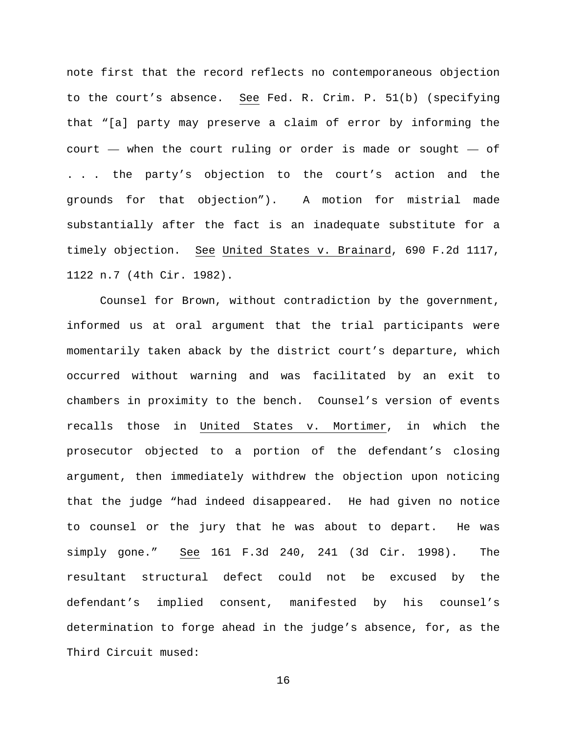note first that the record reflects no contemporaneous objection to the court's absence. See Fed. R. Crim. P. 51(b) (specifying that "[a] party may preserve a claim of error by informing the court — when the court ruling or order is made or sought — of . . . the party's objection to the court's action and the grounds for that objection"). A motion for mistrial made substantially after the fact is an inadequate substitute for a timely objection. See United States v. Brainard, 690 F.2d 1117, 1122 n.7 (4th Cir. 1982).

Counsel for Brown, without contradiction by the government, informed us at oral argument that the trial participants were momentarily taken aback by the district court's departure, which occurred without warning and was facilitated by an exit to chambers in proximity to the bench. Counsel's version of events recalls those in United States v. Mortimer, in which the prosecutor objected to a portion of the defendant's closing argument, then immediately withdrew the objection upon noticing that the judge "had indeed disappeared. He had given no notice to counsel or the jury that he was about to depart. He was simply gone." See 161 F.3d 240, 241 (3d Cir. 1998). The resultant structural defect could not be excused by the defendant's implied consent, manifested by his counsel's determination to forge ahead in the judge's absence, for, as the Third Circuit mused: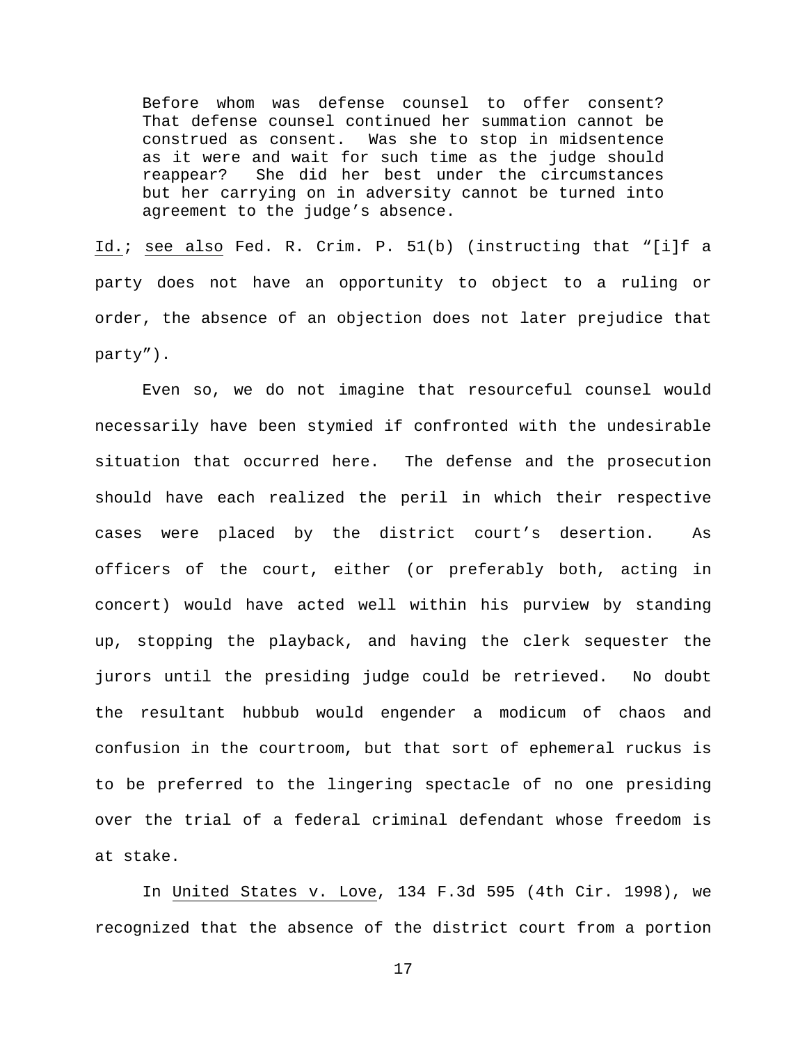> Before whom was defense counsel to offer consent? That defense counsel continued her summation cannot be construed as consent. Was she to stop in midsentence as it were and wait for such time as the judge should reappear? She did her best under the circumstances but her carrying on in adversity cannot be turned into agreement to the judge's absence.

Id.; see also Fed. R. Crim. P. 51(b) (instructing that "[i]f a party does not have an opportunity to object to a ruling or order, the absence of an objection does not later prejudice that party").

Even so, we do not imagine that resourceful counsel would necessarily have been stymied if confronted with the undesirable situation that occurred here. The defense and the prosecution should have each realized the peril in which their respective cases were placed by the district court's desertion. As officers of the court, either (or preferably both, acting in concert) would have acted well within his purview by standing up, stopping the playback, and having the clerk sequester the jurors until the presiding judge could be retrieved. No doubt the resultant hubbub would engender a modicum of chaos and confusion in the courtroom, but that sort of ephemeral ruckus is to be preferred to the lingering spectacle of no one presiding over the trial of a federal criminal defendant whose freedom is at stake.

In United States v. Love, 134 F.3d 595 (4th Cir. 1998), we recognized that the absence of the district court from a portion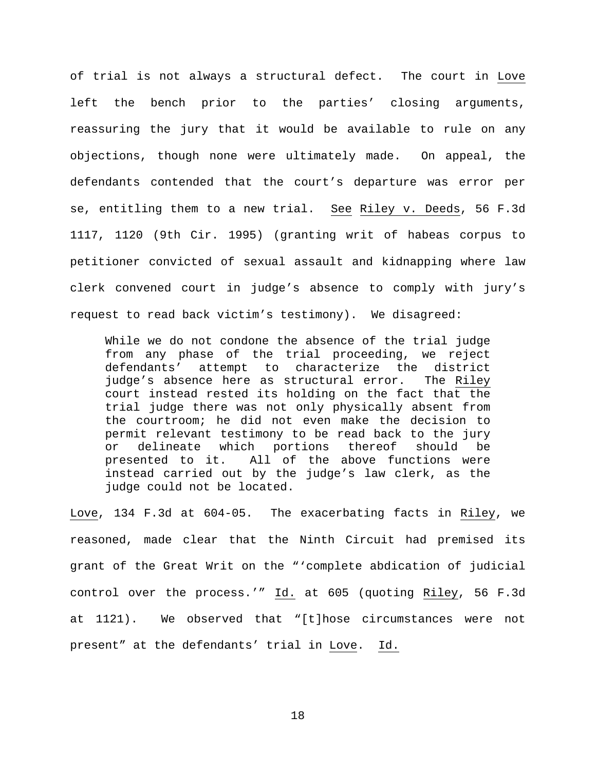of trial is not always a structural defect. The court in Love left the bench prior to the parties' closing arguments, reassuring the jury that it would be available to rule on any objections, though none were ultimately made. On appeal, the defendants contended that the court's departure was error per se, entitling them to a new trial. See Riley v. Deeds, 56 F.3d 1117, 1120 (9th Cir. 1995) (granting writ of habeas corpus to petitioner convicted of sexual assault and kidnapping where law clerk convened court in judge's absence to comply with jury's request to read back victim's testimony). We disagreed:

> While we do not condone the absence of the trial judge from any phase of the trial proceeding, we reject defendants' attempt to characterize the district judge's absence here as structural error. The Riley court instead rested its holding on the fact that the trial judge there was not only physically absent from the courtroom; he did not even make the decision to permit relevant testimony to be read back to the jury or delineate which portions thereof should be presented to it. All of the above functions were instead carried out by the judge's law clerk, as the judge could not be located.

Love, 134 F.3d at 604-05. The exacerbating facts in Riley, we reasoned, made clear that the Ninth Circuit had premised its grant of the Great Writ on the "'complete abdication of judicial control over the process.'" Id. at 605 (quoting Riley, 56 F.3d at 1121). We observed that "[t]hose circumstances were not present" at the defendants' trial in Love. Id.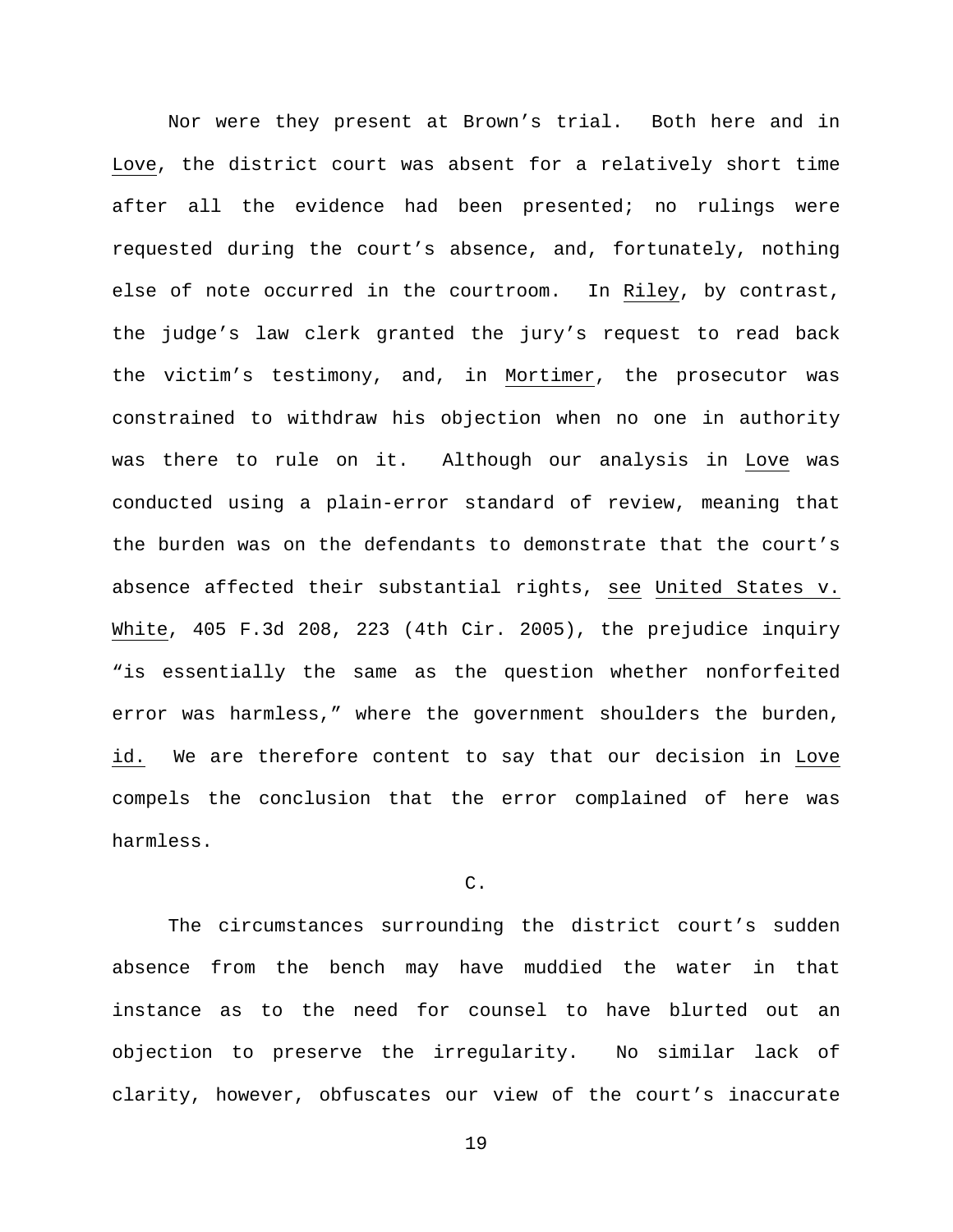Nor were they present at Brown's trial. Both here and in Love, the district court was absent for a relatively short time after all the evidence had been presented; no rulings were requested during the court's absence, and, fortunately, nothing else of note occurred in the courtroom. In Riley, by contrast, the judge's law clerk granted the jury's request to read back the victim's testimony, and, in Mortimer, the prosecutor was constrained to withdraw his objection when no one in authority was there to rule on it. Although our analysis in Love was conducted using a plain-error standard of review, meaning that the burden was on the defendants to demonstrate that the court's absence affected their substantial rights, see United States v. White, 405 F.3d 208, 223 (4th Cir. 2005), the prejudice inquiry "is essentially the same as the question whether nonforfeited error was harmless," where the government shoulders the burden, id. We are therefore content to say that our decision in Love compels the conclusion that the error complained of here was harmless.

C.

The circumstances surrounding the district court's sudden absence from the bench may have muddied the water in that instance as to the need for counsel to have blurted out an objection to preserve the irregularity. No similar lack of clarity, however, obfuscates our view of the court's inaccurate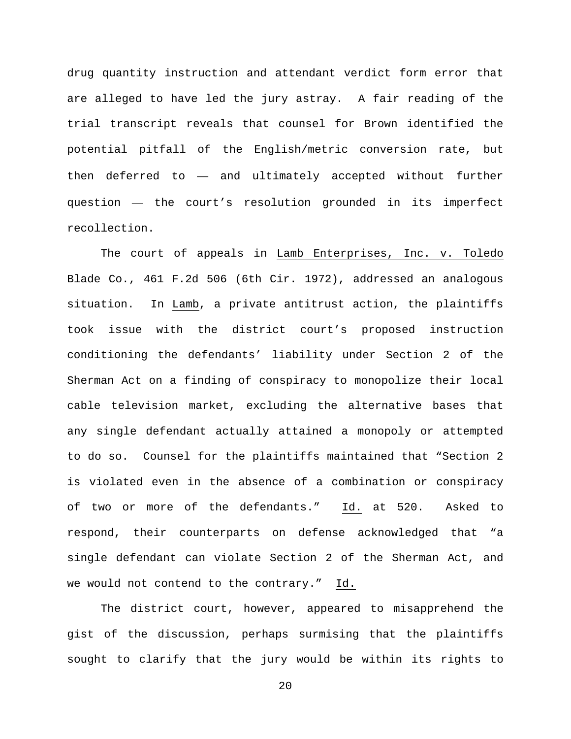drug quantity instruction and attendant verdict form error that are alleged to have led the jury astray. A fair reading of the trial transcript reveals that counsel for Brown identified the potential pitfall of the English/metric conversion rate, but then deferred to — and ultimately accepted without further question — the court's resolution grounded in its imperfect recollection.

The court of appeals in Lamb Enterprises, Inc. v. Toledo Blade Co., 461 F.2d 506 (6th Cir. 1972), addressed an analogous situation. In Lamb, a private antitrust action, the plaintiffs took issue with the district court's proposed instruction conditioning the defendants' liability under Section 2 of the Sherman Act on a finding of conspiracy to monopolize their local cable television market, excluding the alternative bases that any single defendant actually attained a monopoly or attempted to do so. Counsel for the plaintiffs maintained that "Section 2 is violated even in the absence of a combination or conspiracy of two or more of the defendants." Id. at 520. Asked to respond, their counterparts on defense acknowledged that "a single defendant can violate Section 2 of the Sherman Act, and we would not contend to the contrary." Id.

The district court, however, appeared to misapprehend the gist of the discussion, perhaps surmising that the plaintiffs sought to clarify that the jury would be within its rights to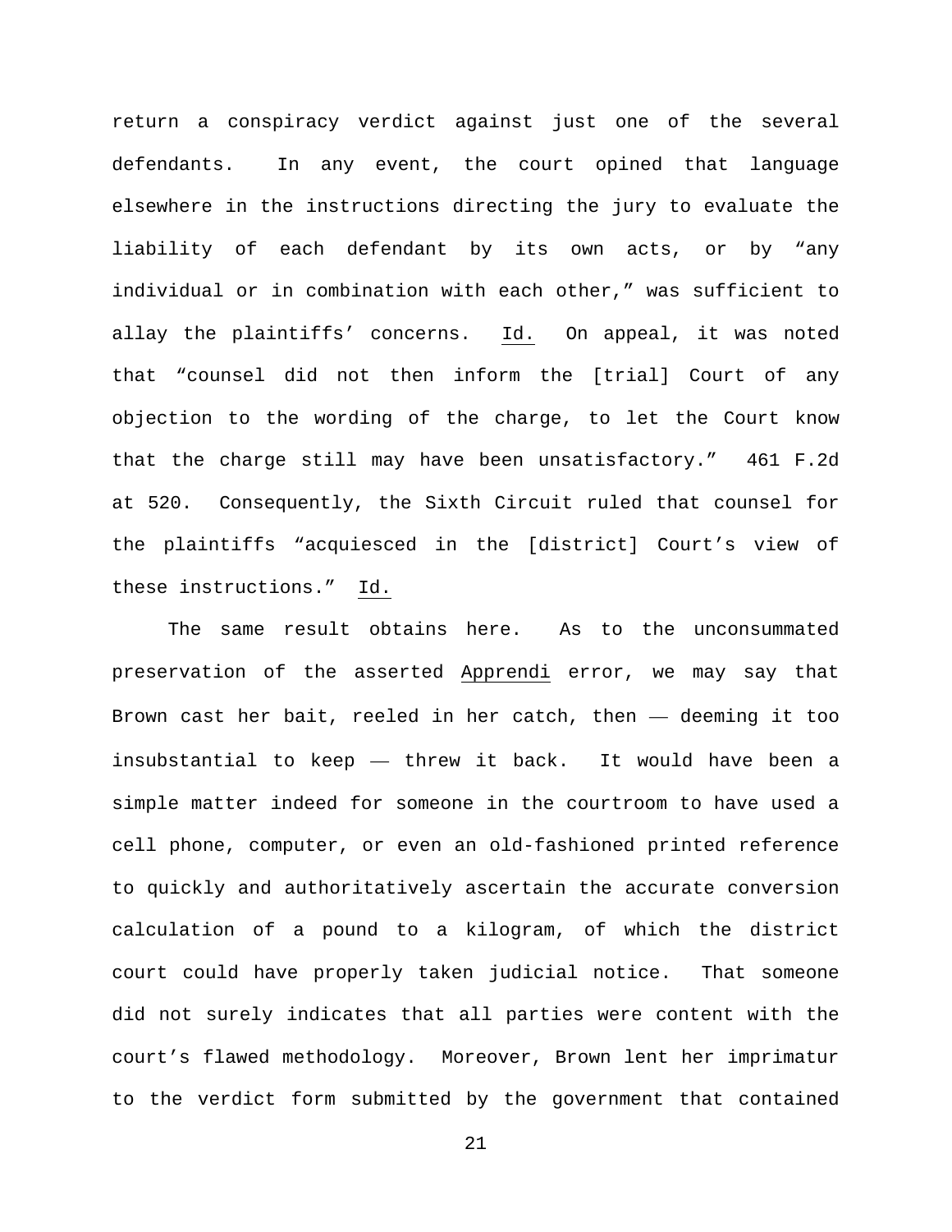return a conspiracy verdict against just one of the several defendants. In any event, the court opined that language elsewhere in the instructions directing the jury to evaluate the liability of each defendant by its own acts, or by "any individual or in combination with each other," was sufficient to allay the plaintiffs' concerns. Id. On appeal, it was noted that "counsel did not then inform the [trial] Court of any objection to the wording of the charge, to let the Court know that the charge still may have been unsatisfactory." 461 F.2d at 520. Consequently, the Sixth Circuit ruled that counsel for the plaintiffs "acquiesced in the [district] Court's view of these instructions." Id.

The same result obtains here. As to the unconsummated preservation of the asserted Apprendi error, we may say that Brown cast her bait, reeled in her catch, then — deeming it too insubstantial to keep — threw it back. It would have been a simple matter indeed for someone in the courtroom to have used a cell phone, computer, or even an old-fashioned printed reference to quickly and authoritatively ascertain the accurate conversion calculation of a pound to a kilogram, of which the district court could have properly taken judicial notice. That someone did not surely indicates that all parties were content with the court's flawed methodology. Moreover, Brown lent her imprimatur to the verdict form submitted by the government that contained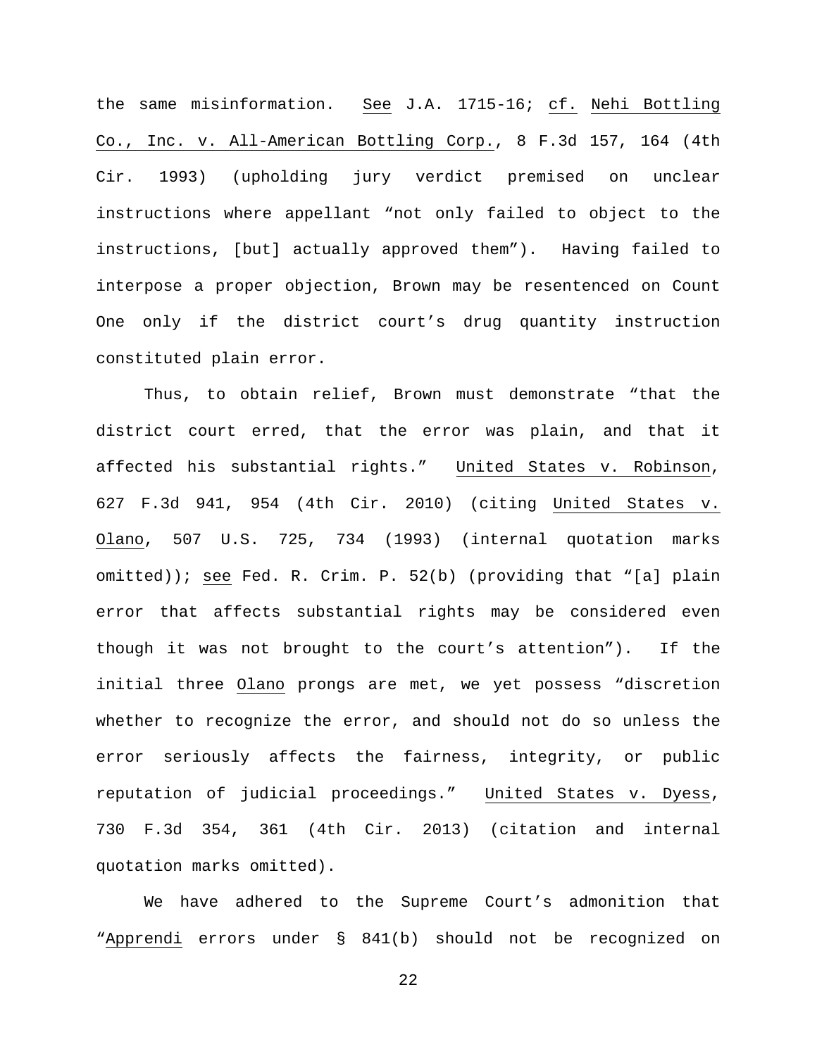the same misinformation. See J.A. 1715-16; cf. Nehi Bottling Co., Inc. v. All-American Bottling Corp., 8 F.3d 157, 164 (4th Cir. 1993) (upholding jury verdict premised on unclear instructions where appellant "not only failed to object to the instructions, [but] actually approved them"). Having failed to interpose a proper objection, Brown may be resentenced on Count One only if the district court's drug quantity instruction constituted plain error.

Thus, to obtain relief, Brown must demonstrate "that the district court erred, that the error was plain, and that it affected his substantial rights." United States v. Robinson, 627 F.3d 941, 954 (4th Cir. 2010) (citing United States v. Olano, 507 U.S. 725, 734 (1993) (internal quotation marks omitted)); see Fed. R. Crim. P. 52(b) (providing that "[a] plain error that affects substantial rights may be considered even though it was not brought to the court's attention"). If the initial three Olano prongs are met, we yet possess "discretion whether to recognize the error, and should not do so unless the error seriously affects the fairness, integrity, or public reputation of judicial proceedings." United States v. Dyess, 730 F.3d 354, 361 (4th Cir. 2013) (citation and internal quotation marks omitted).

We have adhered to the Supreme Court's admonition that "Apprendi errors under § 841(b) should not be recognized on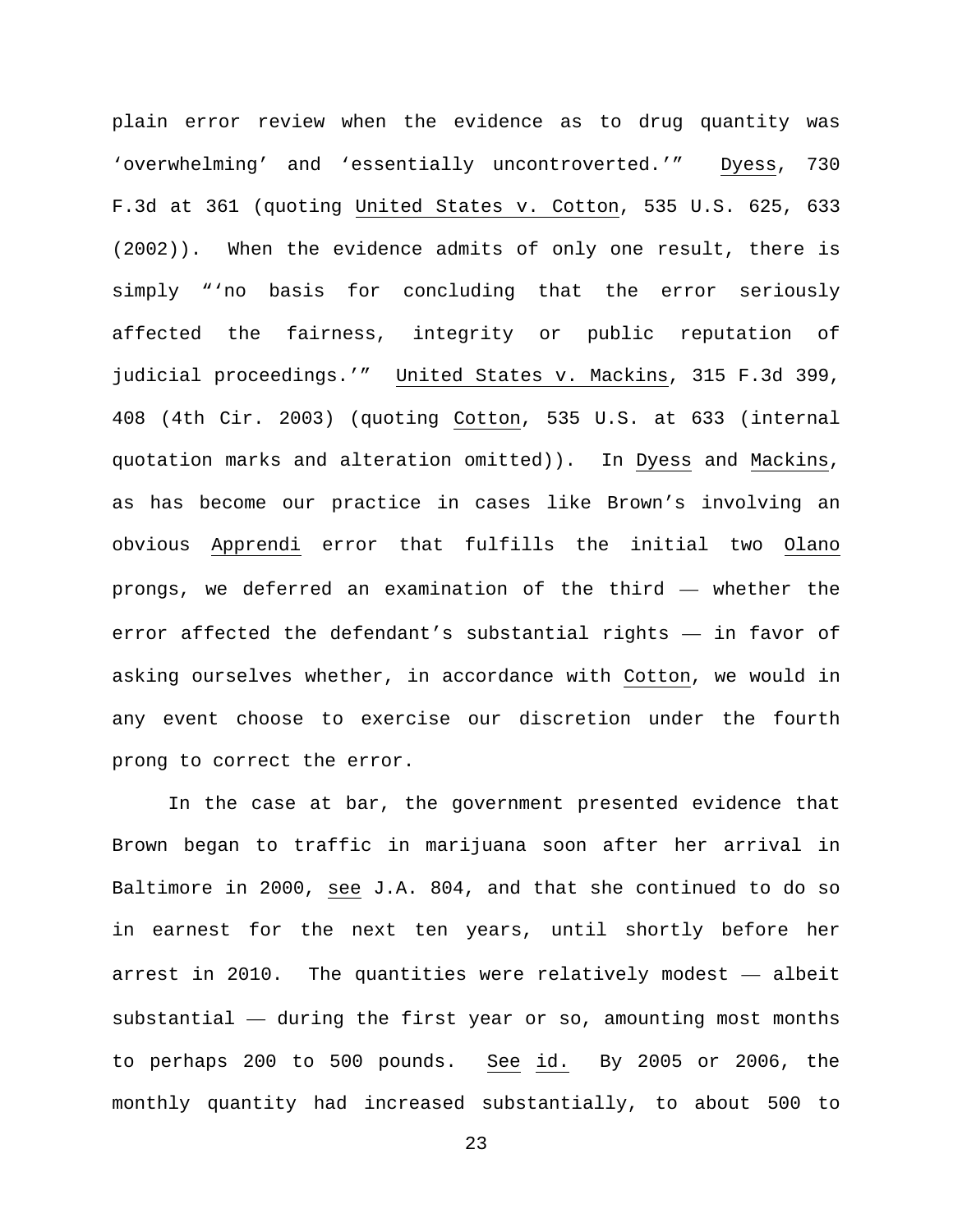plain error review when the evidence as to drug quantity was 'overwhelming' and 'essentially uncontroverted.'" Dyess, 730 F.3d at 361 (quoting United States v. Cotton, 535 U.S. 625, 633 (2002)). When the evidence admits of only one result, there is simply "'no basis for concluding that the error seriously affected the fairness, integrity or public reputation of judicial proceedings.'" United States v. Mackins, 315 F.3d 399, 408 (4th Cir. 2003) (quoting Cotton, 535 U.S. at 633 (internal quotation marks and alteration omitted)). In Dyess and Mackins, as has become our practice in cases like Brown's involving an obvious Apprendi error that fulfills the initial two Olano prongs, we deferred an examination of the third — whether the error affected the defendant's substantial rights — in favor of asking ourselves whether, in accordance with Cotton, we would in any event choose to exercise our discretion under the fourth prong to correct the error.

In the case at bar, the government presented evidence that Brown began to traffic in marijuana soon after her arrival in Baltimore in 2000, see J.A. 804, and that she continued to do so in earnest for the next ten years, until shortly before her arrest in 2010. The quantities were relatively modest — albeit substantial — during the first year or so, amounting most months to perhaps 200 to 500 pounds. See id. By 2005 or 2006, the monthly quantity had increased substantially, to about 500 to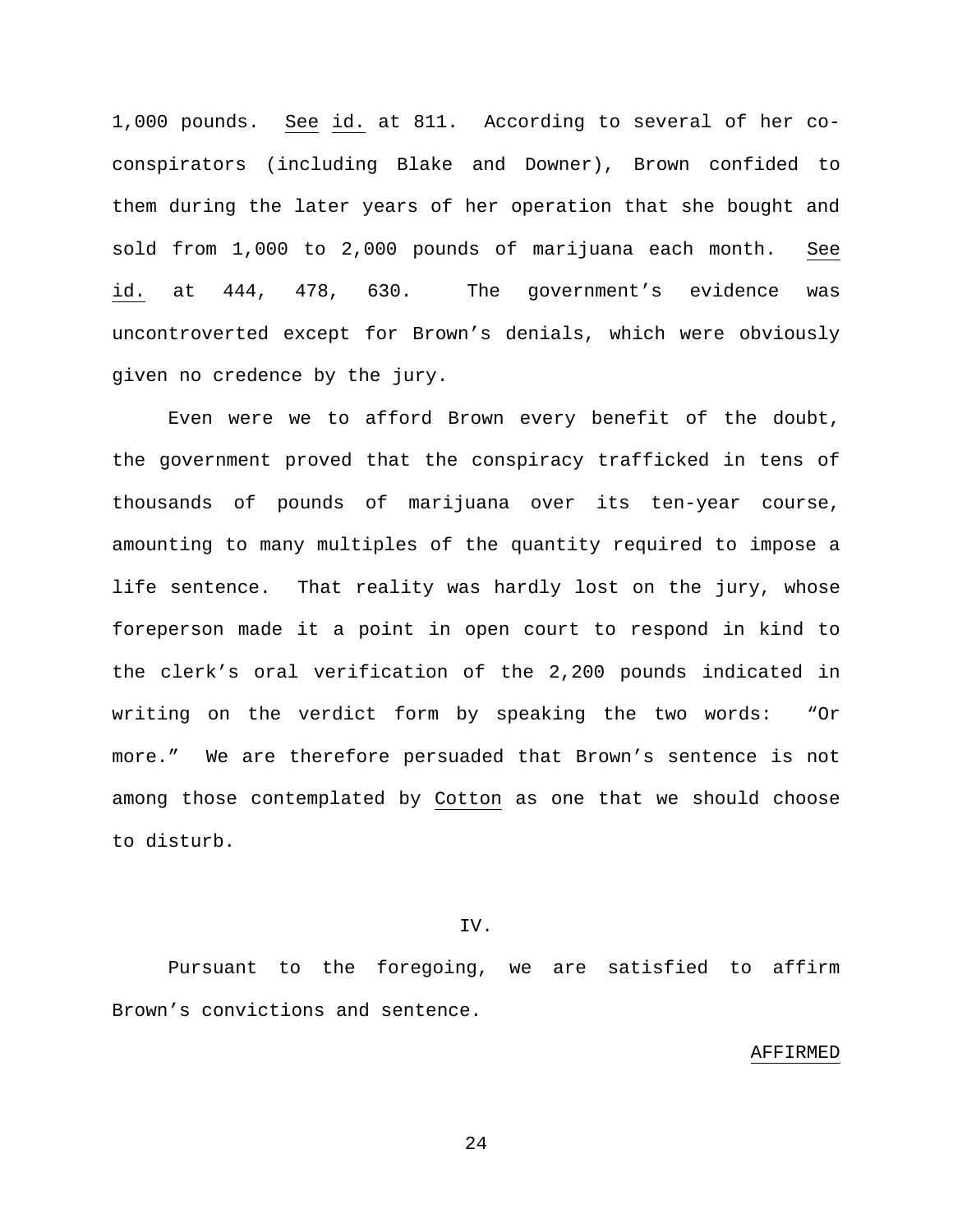1,000 pounds. See id. at 811. According to several of her co-conspirators (including Blake and Downer), Brown confided to them during the later years of her operation that she bought and sold from 1,000 to 2,000 pounds of marijuana each month. See id. at 444, 478, 630. The government's evidence was uncontroverted except for Brown's denials, which were obviously given no credence by the jury.

Even were we to afford Brown every benefit of the doubt, the government proved that the conspiracy trafficked in tens of thousands of pounds of marijuana over its ten-year course, amounting to many multiples of the quantity required to impose a life sentence. That reality was hardly lost on the jury, whose foreperson made it a point in open court to respond in kind to the clerk's oral verification of the 2,200 pounds indicated in writing on the verdict form by speaking the two words: "Or more." We are therefore persuaded that Brown's sentence is not among those contemplated by Cotton as one that we should choose to disturb.

IV.

Pursuant to the foregoing, we are satisfied to affirm Brown's convictions and sentence.

AFFIRMED